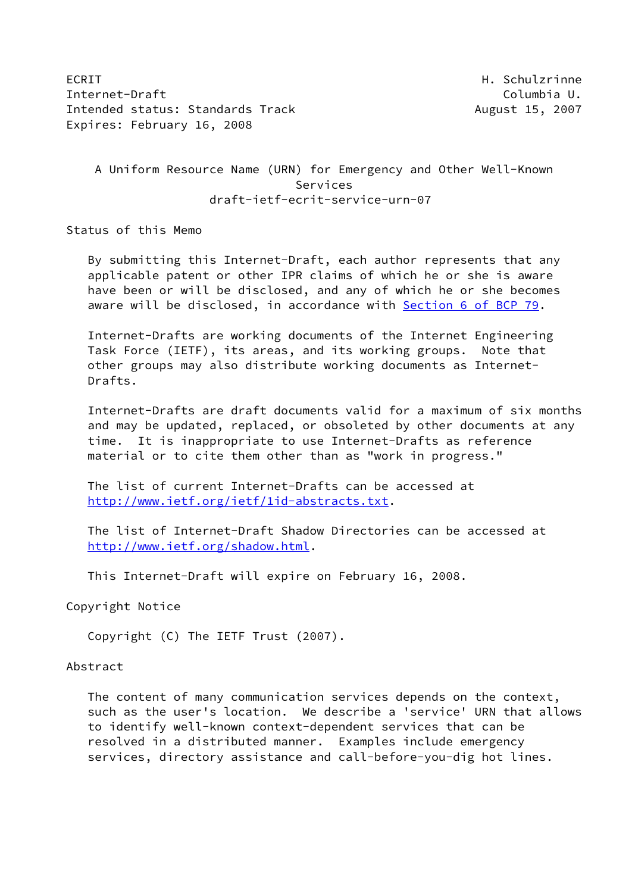ECRIT H. Schulzrinne
Internet-Draft Columbia U.
Intended status: Standards Track August 15, 2007
Expires: February 16, 2008

# A Uniform Resource Name (URN) for Emergency and Other Well-Known Services
draft-ietf-ecrit-service-urn-07

## Status of this Memo

By submitting this Internet-Draft, each author represents that any applicable patent or other IPR claims of which he or she is aware have been or will be disclosed, and any of which he or she becomes aware will be disclosed, in accordance with Section 6 of BCP 79.

Internet-Drafts are working documents of the Internet Engineering Task Force (IETF), its areas, and its working groups. Note that other groups may also distribute working documents as Internet-Drafts.

Internet-Drafts are draft documents valid for a maximum of six months and may be updated, replaced, or obsoleted by other documents at any time. It is inappropriate to use Internet-Drafts as reference material or to cite them other than as "work in progress."

The list of current Internet-Drafts can be accessed at http://www.ietf.org/ietf/1id-abstracts.txt.

The list of Internet-Draft Shadow Directories can be accessed at http://www.ietf.org/shadow.html.

This Internet-Draft will expire on February 16, 2008.

## Copyright Notice

Copyright (C) The IETF Trust (2007).

## Abstract

The content of many communication services depends on the context, such as the user's location. We describe a 'service' URN that allows to identify well-known context-dependent services that can be resolved in a distributed manner. Examples include emergency services, directory assistance and call-before-you-dig hot lines.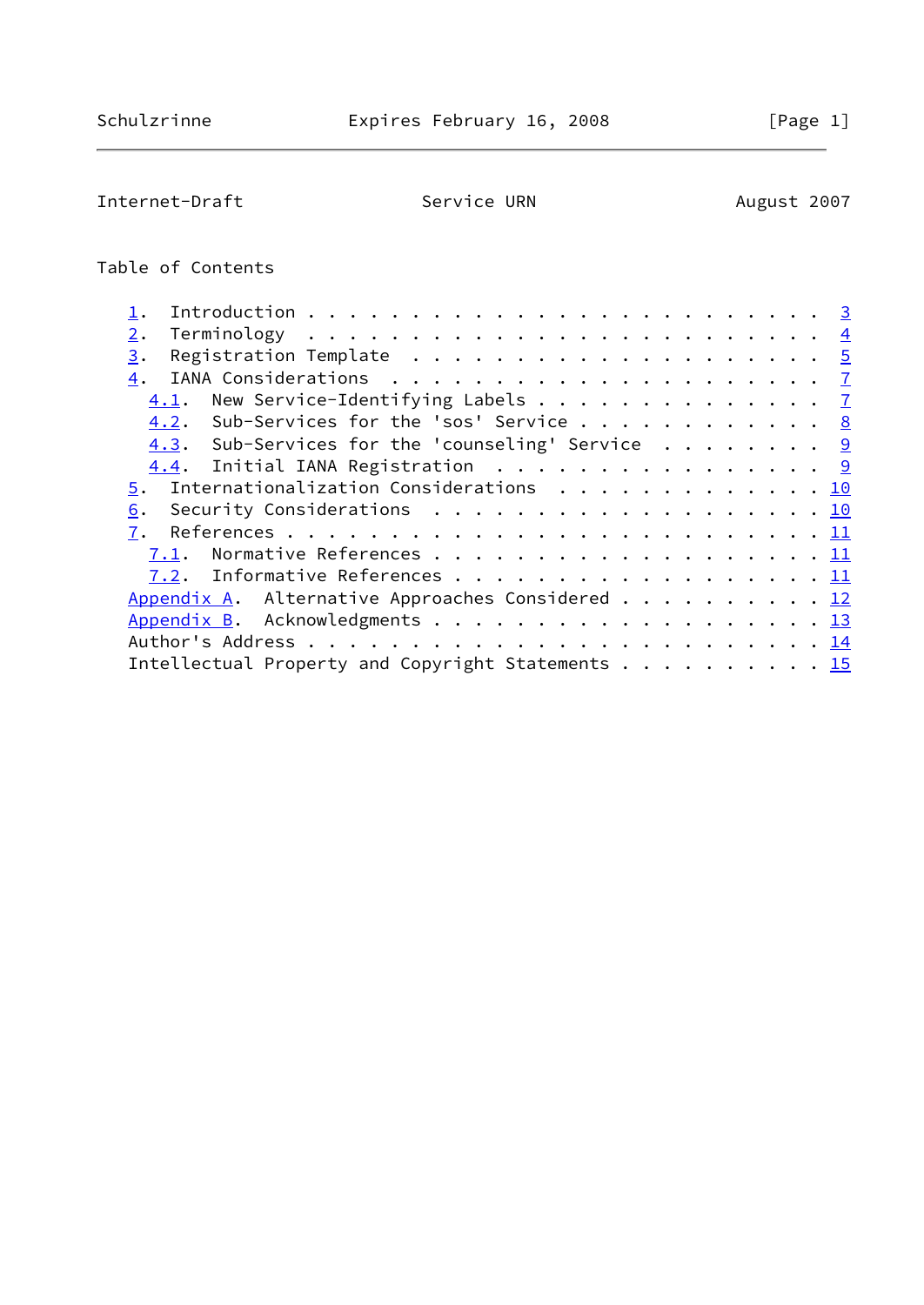## Table of Contents

1. Introduction . . . . . . . . . . . . . . . . . . . . . . . . 3
2. Terminology . . . . . . . . . . . . . . . . . . . . . . . . 4
3. Registration Template . . . . . . . . . . . . . . . . . . . 5
4. IANA Considerations . . . . . . . . . . . . . . . . . . . . 7
   - 4.1. New Service-Identifying Labels . . . . . . . . . . . . . 7
   - 4.2. Sub-Services for the 'sos' Service . . . . . . . . . . . 8
   - 4.3. Sub-Services for the 'counseling' Service . . . . . . . 9
   - 4.4. Initial IANA Registration . . . . . . . . . . . . . . . 9
5. Internationalization Considerations . . . . . . . . . . . . 10
6. Security Considerations . . . . . . . . . . . . . . . . . . 10
7. References . . . . . . . . . . . . . . . . . . . . . . . . 11
   - 7.1. Normative References . . . . . . . . . . . . . . . . . 11
   - 7.2. Informative References . . . . . . . . . . . . . . . . 11

Appendix A. Alternative Approaches Considered . . . . . . . . . 12
Appendix B. Acknowledgments . . . . . . . . . . . . . . . . . . 13
Author's Address . . . . . . . . . . . . . . . . . . . . . . . . 14
Intellectual Property and Copyright Statements . . . . . . . . . 15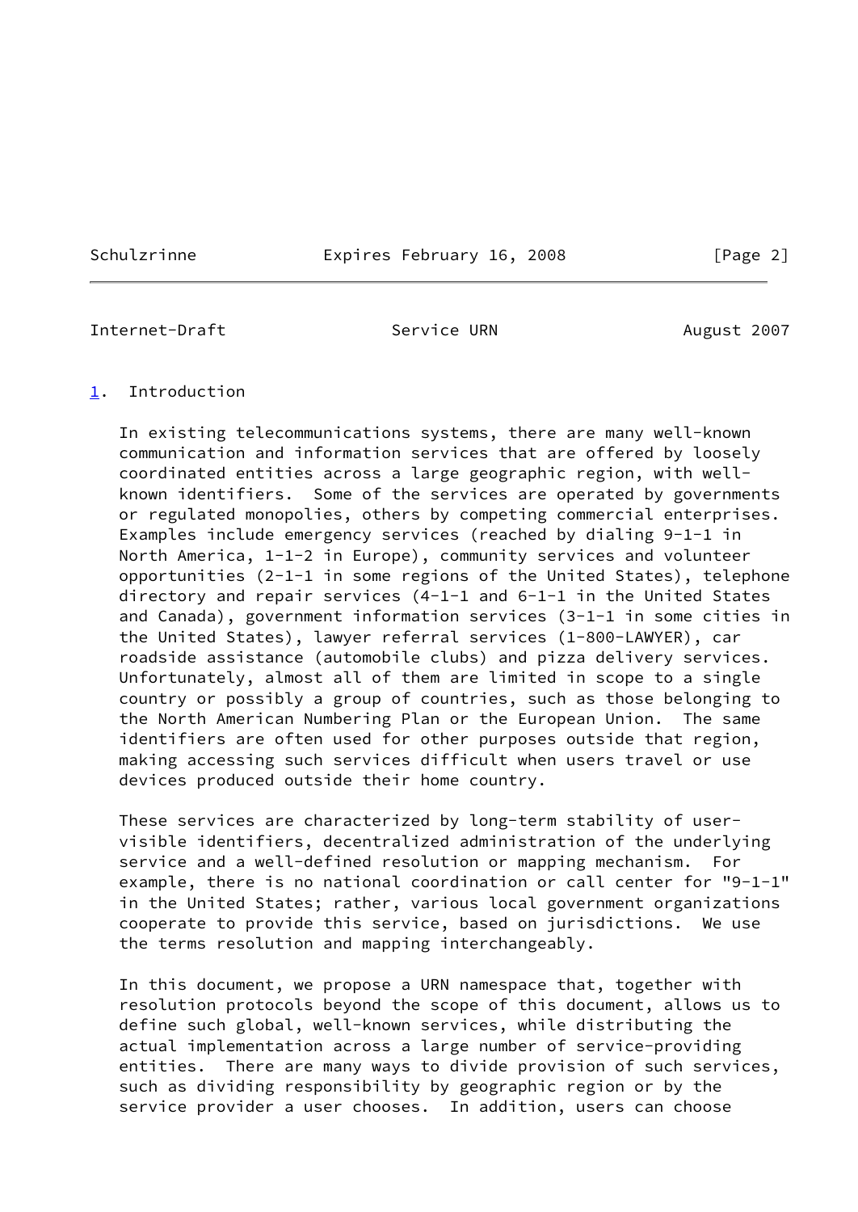# 1. Introduction

In existing telecommunications systems, there are many well-known communication and information services that are offered by loosely coordinated entities across a large geographic region, with well-known identifiers. Some of the services are operated by governments or regulated monopolies, others by competing commercial enterprises. Examples include emergency services (reached by dialing 9-1-1 in North America, 1-1-2 in Europe), community services and volunteer opportunities (2-1-1 in some regions of the United States), telephone directory and repair services (4-1-1 and 6-1-1 in the United States and Canada), government information services (3-1-1 in some cities in the United States), lawyer referral services (1-800-LAWYER), car roadside assistance (automobile clubs) and pizza delivery services. Unfortunately, almost all of them are limited in scope to a single country or possibly a group of countries, such as those belonging to the North American Numbering Plan or the European Union. The same identifiers are often used for other purposes outside that region, making accessing such services difficult when users travel or use devices produced outside their home country.

These services are characterized by long-term stability of user-visible identifiers, decentralized administration of the underlying service and a well-defined resolution or mapping mechanism. For example, there is no national coordination or call center for "9-1-1" in the United States; rather, various local government organizations cooperate to provide this service, based on jurisdictions. We use the terms resolution and mapping interchangeably.

In this document, we propose a URN namespace that, together with resolution protocols beyond the scope of this document, allows us to define such global, well-known services, while distributing the actual implementation across a large number of service-providing entities. There are many ways to divide provision of such services, such as dividing responsibility by geographic region or by the service provider a user chooses. In addition, users can choose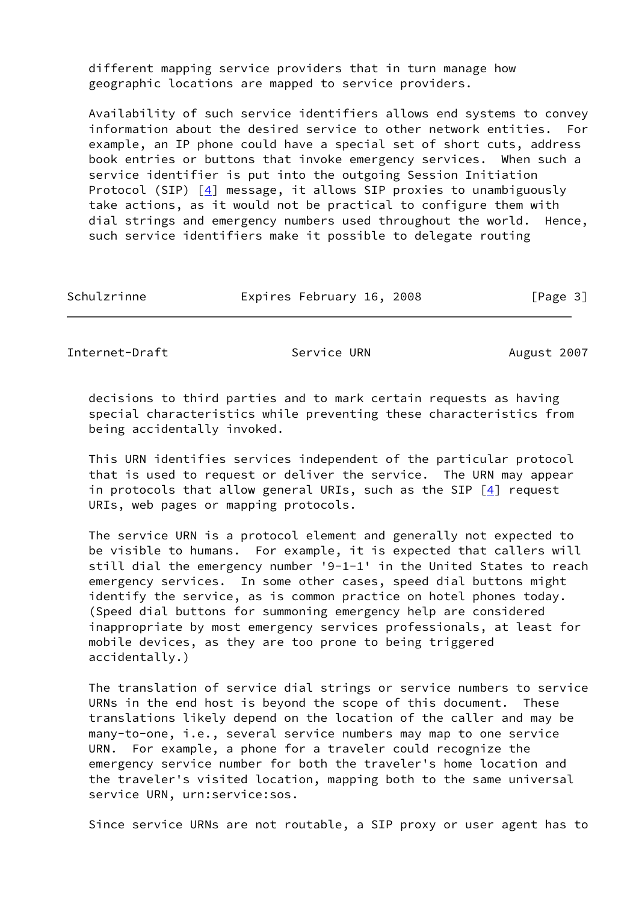different mapping service providers that in turn manage how geographic locations are mapped to service providers.

Availability of such service identifiers allows end systems to convey information about the desired service to other network entities. For example, an IP phone could have a special set of short cuts, address book entries or buttons that invoke emergency services. When such a service identifier is put into the outgoing Session Initiation Protocol (SIP) [4] message, it allows SIP proxies to unambiguously take actions, as it would not be practical to configure them with dial strings and emergency numbers used throughout the world. Hence, such service identifiers make it possible to delegate routing decisions to third parties and to mark certain requests as having special characteristics while preventing these characteristics from being accidentally invoked.

This URN identifies services independent of the particular protocol that is used to request or deliver the service. The URN may appear in protocols that allow general URIs, such as the SIP [4] request URIs, web pages or mapping protocols.

The service URN is a protocol element and generally not expected to be visible to humans. For example, it is expected that callers will still dial the emergency number '9-1-1' in the United States to reach emergency services. In some other cases, speed dial buttons might identify the service, as is common practice on hotel phones today. (Speed dial buttons for summoning emergency help are considered inappropriate by most emergency services professionals, at least for mobile devices, as they are too prone to being triggered accidentally.)

The translation of service dial strings or service numbers to service URNs in the end host is beyond the scope of this document. These translations likely depend on the location of the caller and may be many-to-one, i.e., several service numbers may map to one service URN. For example, a phone for a traveler could recognize the emergency service number for both the traveler's home location and the traveler's visited location, mapping both to the same universal service URN, urn:service:sos.

Since service URNs are not routable, a SIP proxy or user agent has to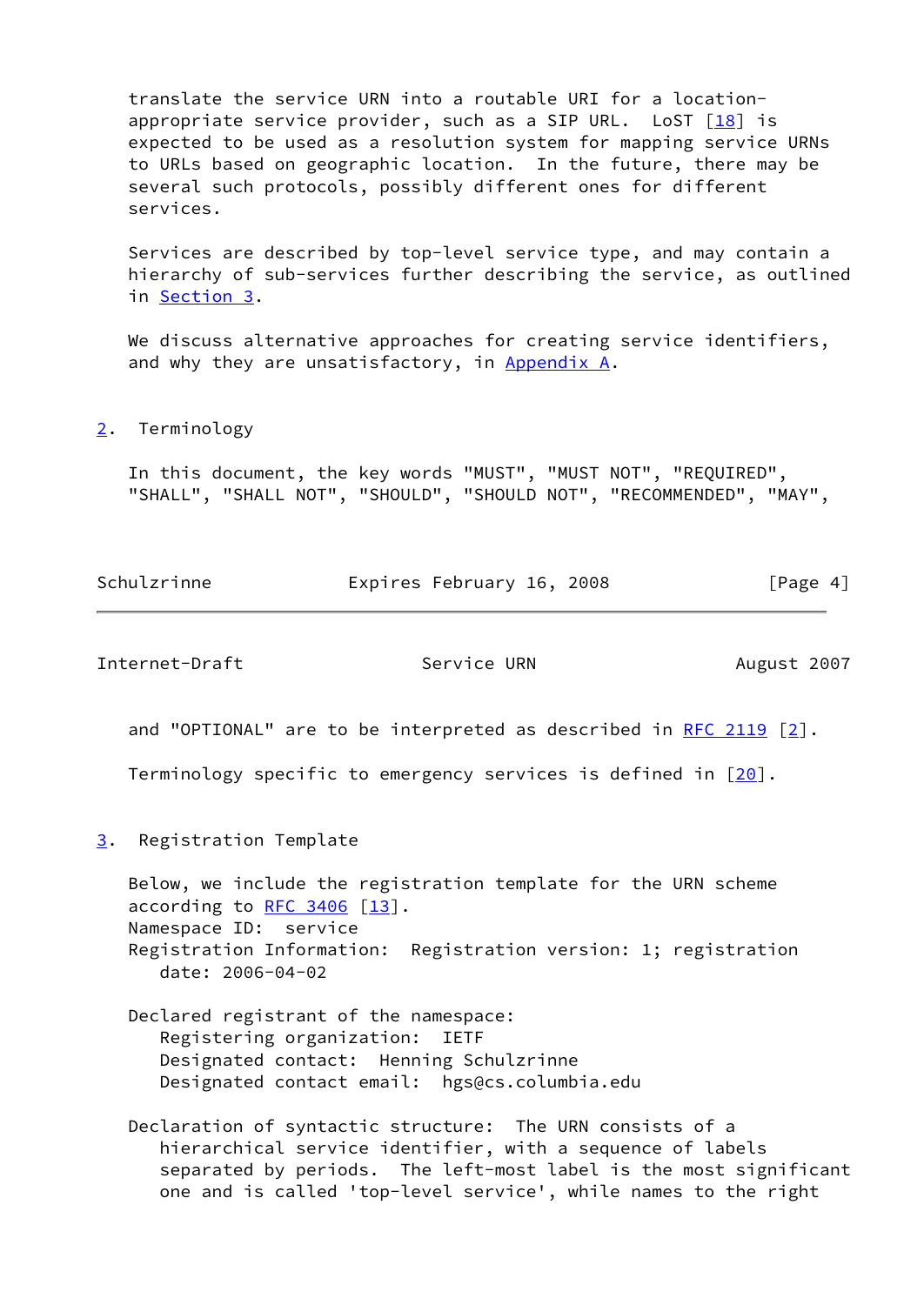translate the service URN into a routable URI for a location-appropriate service provider, such as a SIP URL. LoST [18] is expected to be used as a resolution system for mapping service URNs to URLs based on geographic location. In the future, there may be several such protocols, possibly different ones for different services.

Services are described by top-level service type, and may contain a hierarchy of sub-services further describing the service, as outlined in Section 3.

We discuss alternative approaches for creating service identifiers, and why they are unsatisfactory, in Appendix A.

## 2. Terminology

In this document, the key words "MUST", "MUST NOT", "REQUIRED", "SHALL", "SHALL NOT", "SHOULD", "SHOULD NOT", "RECOMMENDED", "MAY", and "OPTIONAL" are to be interpreted as described in RFC 2119 [2].

Terminology specific to emergency services is defined in [20].

## 3. Registration Template

Below, we include the registration template for the URN scheme according to RFC 3406 [13].
Namespace ID: service
Registration Information: Registration version: 1; registration date: 2006-04-02

Declared registrant of the namespace:
   Registering organization: IETF
   Designated contact: Henning Schulzrinne
   Designated contact email: hgs@cs.columbia.edu

Declaration of syntactic structure: The URN consists of a hierarchical service identifier, with a sequence of labels separated by periods. The left-most label is the most significant one and is called 'top-level service', while names to the right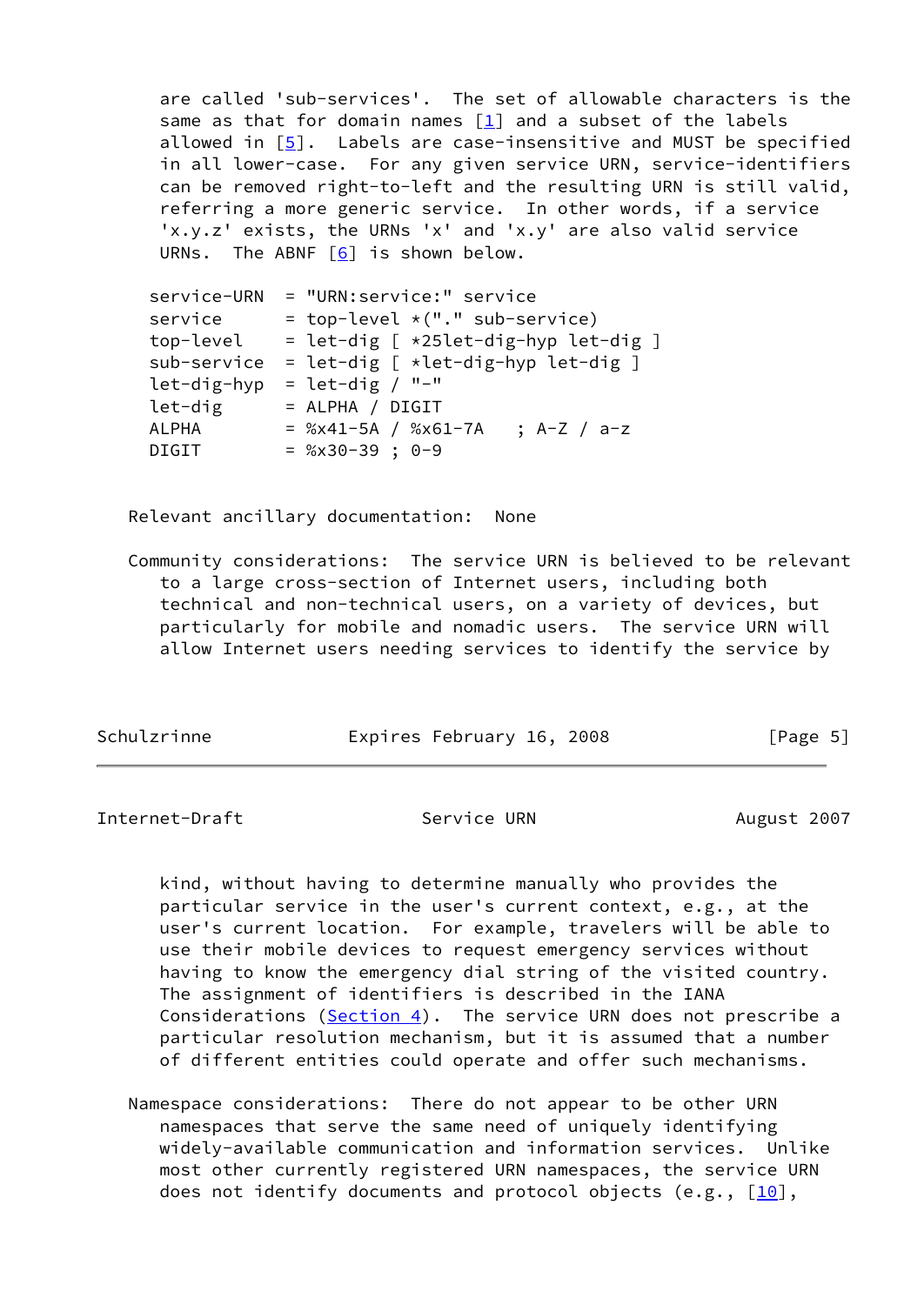are called 'sub-services'. The set of allowable characters is the same as that for domain names [1] and a subset of the labels allowed in [5]. Labels are case-insensitive and MUST be specified in all lower-case. For any given service URN, service-identifiers can be removed right-to-left and the resulting URN is still valid, referring a more generic service. In other words, if a service 'x.y.z' exists, the URNs 'x' and 'x.y' are also valid service URNs. The ABNF [6] is shown below.

```
service-URN  = "URN:service:" service
service      = top-level *("." sub-service)
top-level    = let-dig [ *25let-dig-hyp let-dig ]
sub-service  = let-dig [ *let-dig-hyp let-dig ]
let-dig-hyp  = let-dig / "-"
let-dig      = ALPHA / DIGIT
ALPHA        = %x41-5A / %x61-7A   ; A-Z / a-z
DIGIT        = %x30-39 ; 0-9
```

Relevant ancillary documentation: None

Community considerations: The service URN is believed to be relevant to a large cross-section of Internet users, including both technical and non-technical users, on a variety of devices, but particularly for mobile and nomadic users. The service URN will allow Internet users needing services to identify the service by kind, without having to determine manually who provides the particular service in the user's current context, e.g., at the user's current location. For example, travelers will be able to use their mobile devices to request emergency services without having to know the emergency dial string of the visited country. The assignment of identifiers is described in the IANA Considerations (Section 4). The service URN does not prescribe a particular resolution mechanism, but it is assumed that a number of different entities could operate and offer such mechanisms.

Namespace considerations: There do not appear to be other URN namespaces that serve the same need of uniquely identifying widely-available communication and information services. Unlike most other currently registered URN namespaces, the service URN does not identify documents and protocol objects (e.g., [10],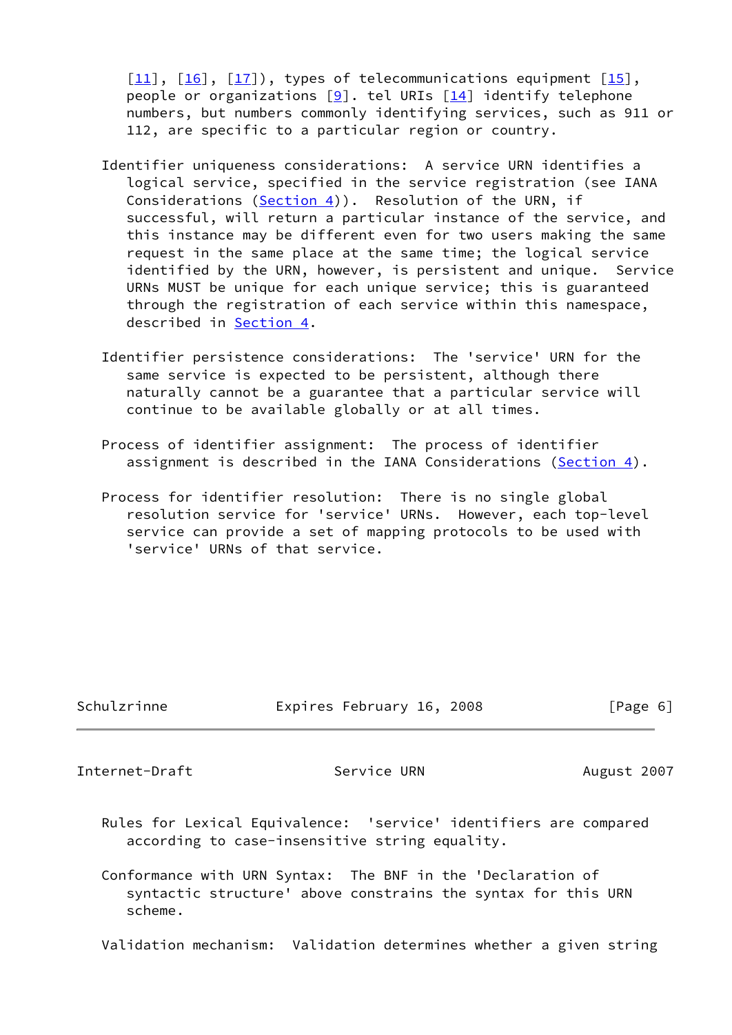[11], [16], [17]), types of telecommunications equipment [15], people or organizations [9]. tel URIs [14] identify telephone numbers, but numbers commonly identifying services, such as 911 or 112, are specific to a particular region or country.

Identifier uniqueness considerations: A service URN identifies a logical service, specified in the service registration (see IANA Considerations (Section 4)). Resolution of the URN, if successful, will return a particular instance of the service, and this instance may be different even for two users making the same request in the same place at the same time; the logical service identified by the URN, however, is persistent and unique. Service URNs MUST be unique for each unique service; this is guaranteed through the registration of each service within this namespace, described in Section 4.

Identifier persistence considerations: The 'service' URN for the same service is expected to be persistent, although there naturally cannot be a guarantee that a particular service will continue to be available globally or at all times.

Process of identifier assignment: The process of identifier assignment is described in the IANA Considerations (Section 4).

Process for identifier resolution: There is no single global resolution service for 'service' URNs. However, each top-level service can provide a set of mapping protocols to be used with 'service' URNs of that service.

Rules for Lexical Equivalence: 'service' identifiers are compared according to case-insensitive string equality.

Conformance with URN Syntax: The BNF in the 'Declaration of syntactic structure' above constrains the syntax for this URN scheme.

Validation mechanism: Validation determines whether a given string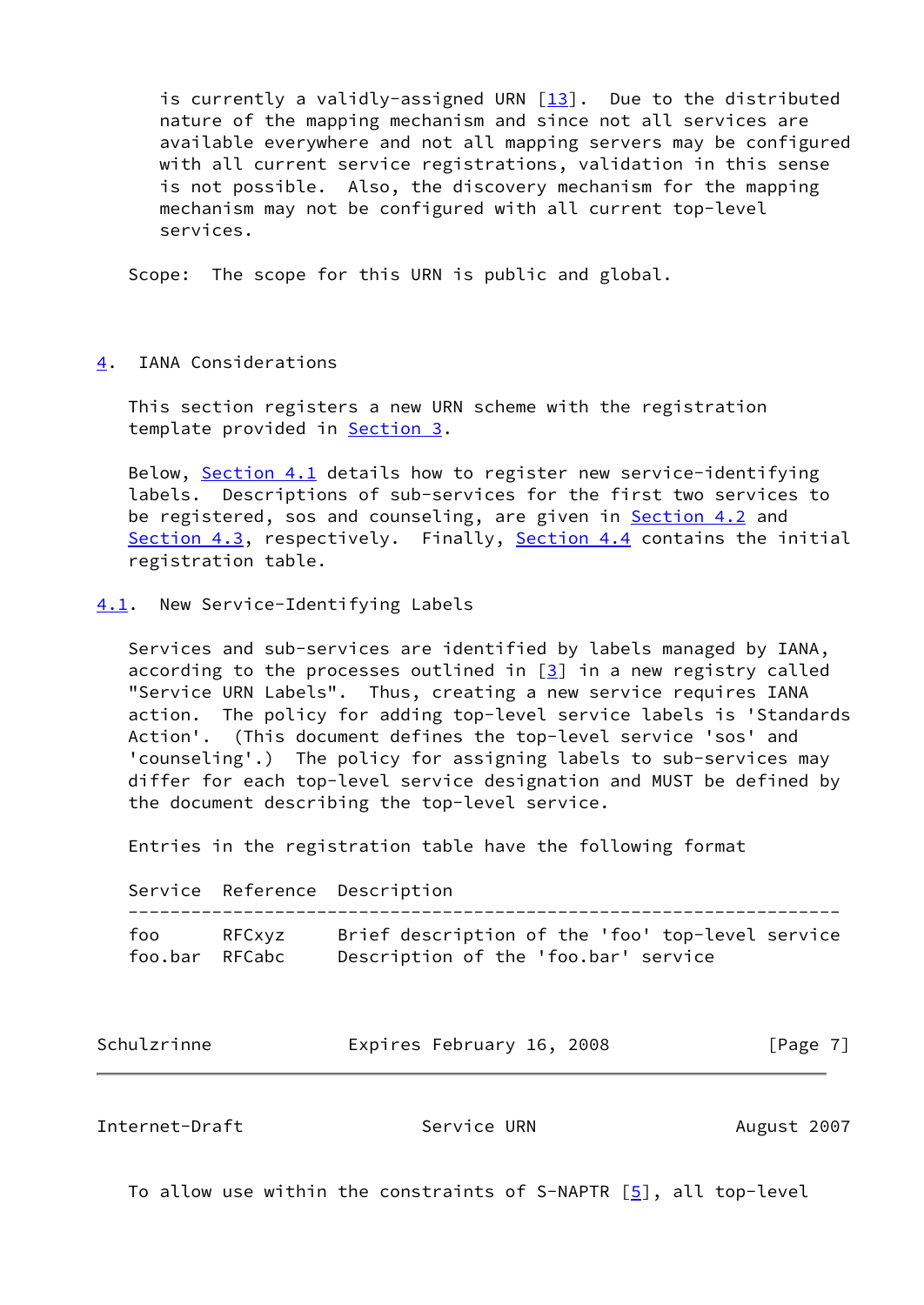is currently a validly-assigned URN [13]. Due to the distributed nature of the mapping mechanism and since not all services are available everywhere and not all mapping servers may be configured with all current service registrations, validation in this sense is not possible. Also, the discovery mechanism for the mapping mechanism may not be configured with all current top-level services.

Scope: The scope for this URN is public and global.

## 4. IANA Considerations

This section registers a new URN scheme with the registration template provided in Section 3.

Below, Section 4.1 details how to register new service-identifying labels. Descriptions of sub-services for the first two services to be registered, sos and counseling, are given in Section 4.2 and Section 4.3, respectively. Finally, Section 4.4 contains the initial registration table.

### 4.1. New Service-Identifying Labels

Services and sub-services are identified by labels managed by IANA, according to the processes outlined in [3] in a new registry called "Service URN Labels". Thus, creating a new service requires IANA action. The policy for adding top-level service labels is 'Standards Action'. (This document defines the top-level service 'sos' and 'counseling'.) The policy for assigning labels to sub-services may differ for each top-level service designation and MUST be defined by the document describing the top-level service.

Entries in the registration table have the following format

| Service | Reference | Description |
|---|---|---|
| foo | RFCxyz | Brief description of the 'foo' top-level service |
| foo.bar | RFCabc | Description of the 'foo.bar' service |

To allow use within the constraints of S-NAPTR [5], all top-level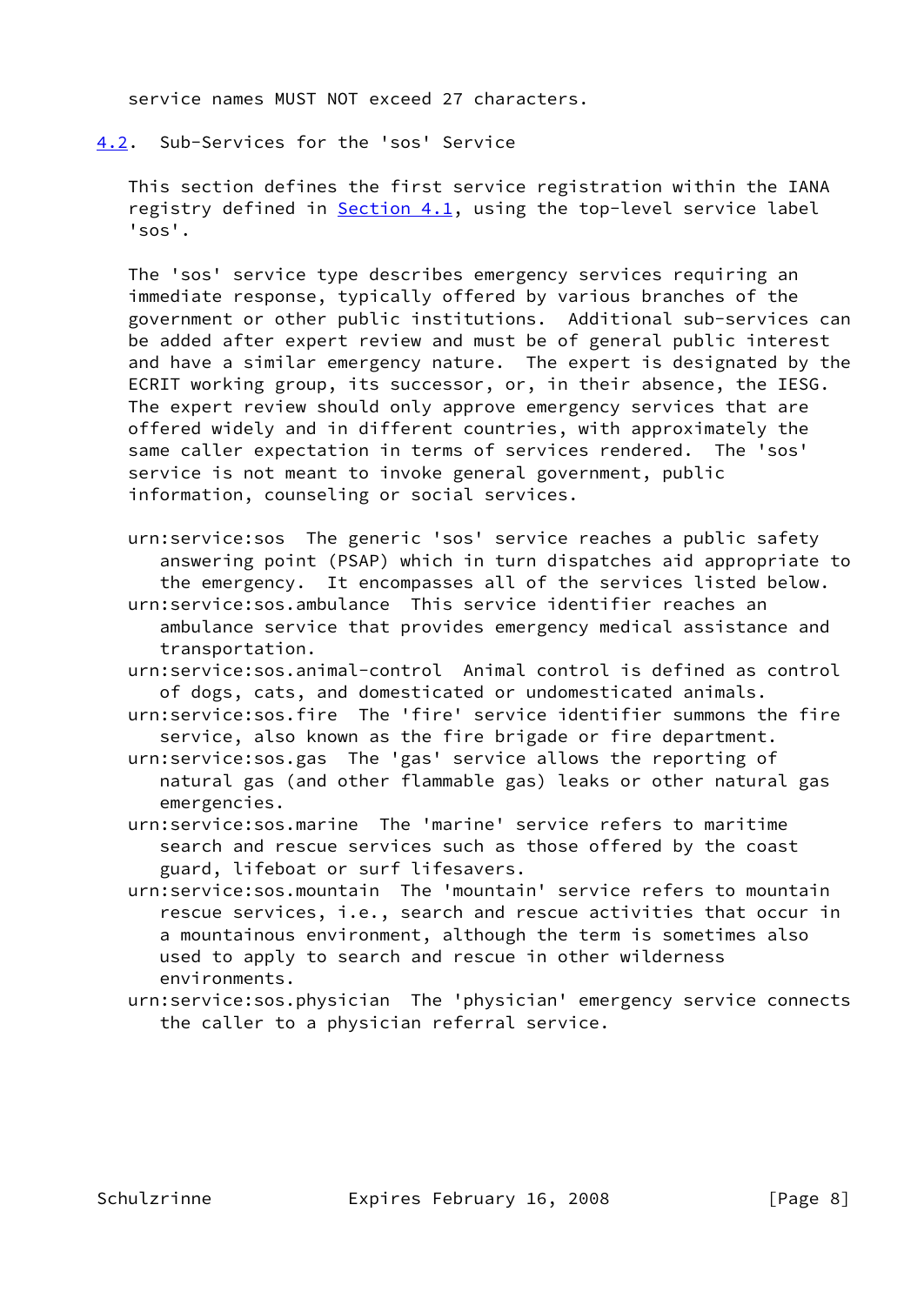service names MUST NOT exceed 27 characters.

## 4.2. Sub-Services for the 'sos' Service

This section defines the first service registration within the IANA registry defined in Section 4.1, using the top-level service label 'sos'.

The 'sos' service type describes emergency services requiring an immediate response, typically offered by various branches of the government or other public institutions. Additional sub-services can be added after expert review and must be of general public interest and have a similar emergency nature. The expert is designated by the ECRIT working group, its successor, or, in their absence, the IESG. The expert review should only approve emergency services that are offered widely and in different countries, with approximately the same caller expectation in terms of services rendered. The 'sos' service is not meant to invoke general government, public information, counseling or social services.

urn:service:sos  The generic 'sos' service reaches a public safety answering point (PSAP) which in turn dispatches aid appropriate to the emergency. It encompasses all of the services listed below.

urn:service:sos.ambulance  This service identifier reaches an ambulance service that provides emergency medical assistance and transportation.

urn:service:sos.animal-control  Animal control is defined as control of dogs, cats, and domesticated or undomesticated animals.

urn:service:sos.fire  The 'fire' service identifier summons the fire service, also known as the fire brigade or fire department.

urn:service:sos.gas  The 'gas' service allows the reporting of natural gas (and other flammable gas) leaks or other natural gas emergencies.

urn:service:sos.marine  The 'marine' service refers to maritime search and rescue services such as those offered by the coast guard, lifeboat or surf lifesavers.

urn:service:sos.mountain  The 'mountain' service refers to mountain rescue services, i.e., search and rescue activities that occur in a mountainous environment, although the term is sometimes also used to apply to search and rescue in other wilderness environments.

urn:service:sos.physician  The 'physician' emergency service connects the caller to a physician referral service.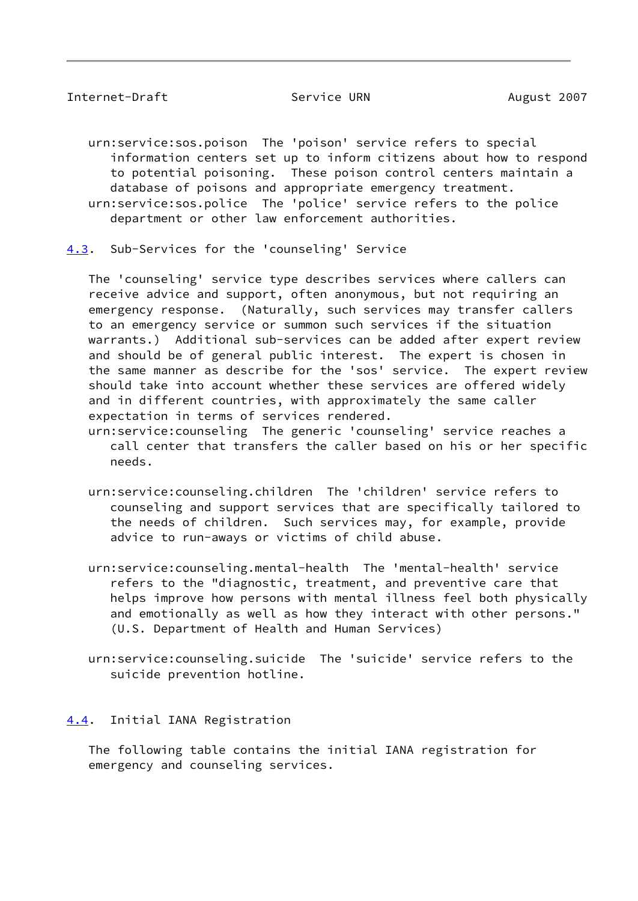urn:service:sos.poison  The 'poison' service refers to special information centers set up to inform citizens about how to respond to potential poisoning.  These poison control centers maintain a database of poisons and appropriate emergency treatment.

urn:service:sos.police  The 'police' service refers to the police department or other law enforcement authorities.

### 4.3. Sub-Services for the 'counseling' Service

The 'counseling' service type describes services where callers can receive advice and support, often anonymous, but not requiring an emergency response.  (Naturally, such services may transfer callers to an emergency service or summon such services if the situation warrants.)  Additional sub-services can be added after expert review and should be of general public interest.  The expert is chosen in the same manner as describe for the 'sos' service.  The expert review should take into account whether these services are offered widely and in different countries, with approximately the same caller expectation in terms of services rendered.

urn:service:counseling  The generic 'counseling' service reaches a call center that transfers the caller based on his or her specific needs.

urn:service:counseling.children  The 'children' service refers to counseling and support services that are specifically tailored to the needs of children.  Such services may, for example, provide advice to run-aways or victims of child abuse.

urn:service:counseling.mental-health  The 'mental-health' service refers to the "diagnostic, treatment, and preventive care that helps improve how persons with mental illness feel both physically and emotionally as well as how they interact with other persons." (U.S. Department of Health and Human Services)

urn:service:counseling.suicide  The 'suicide' service refers to the suicide prevention hotline.

### 4.4. Initial IANA Registration

The following table contains the initial IANA registration for emergency and counseling services.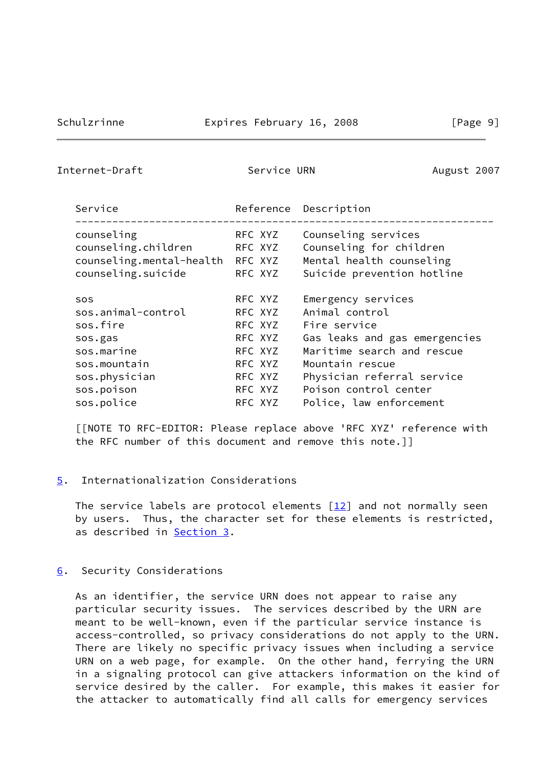| Service | Reference | Description |
| --- | --- | --- |
| counseling | RFC XYZ | Counseling services |
| counseling.children | RFC XYZ | Counseling for children |
| counseling.mental-health | RFC XYZ | Mental health counseling |
| counseling.suicide | RFC XYZ | Suicide prevention hotline |
| | | |
| sos | RFC XYZ | Emergency services |
| sos.animal-control | RFC XYZ | Animal control |
| sos.fire | RFC XYZ | Fire service |
| sos.gas | RFC XYZ | Gas leaks and gas emergencies |
| sos.marine | RFC XYZ | Maritime search and rescue |
| sos.mountain | RFC XYZ | Mountain rescue |
| sos.physician | RFC XYZ | Physician referral service |
| sos.poison | RFC XYZ | Poison control center |
| sos.police | RFC XYZ | Police, law enforcement |

[[NOTE TO RFC-EDITOR: Please replace above 'RFC XYZ' reference with the RFC number of this document and remove this note.]]

## 5. Internationalization Considerations

The service labels are protocol elements [12] and not normally seen by users. Thus, the character set for these elements is restricted, as described in Section 3.

## 6. Security Considerations

As an identifier, the service URN does not appear to raise any particular security issues. The services described by the URN are meant to be well-known, even if the particular service instance is access-controlled, so privacy considerations do not apply to the URN. There are likely no specific privacy issues when including a service URN on a web page, for example. On the other hand, ferrying the URN in a signaling protocol can give attackers information on the kind of service desired by the caller. For example, this makes it easier for the attacker to automatically find all calls for emergency services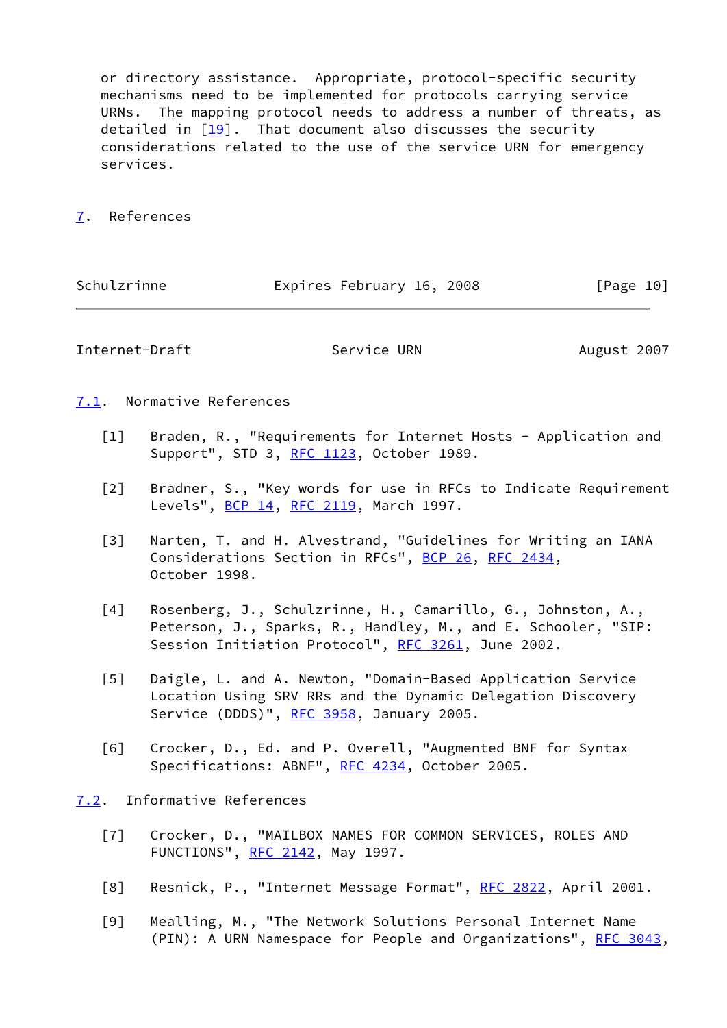or directory assistance. Appropriate, protocol-specific security mechanisms need to be implemented for protocols carrying service URNs. The mapping protocol needs to address a number of threats, as detailed in [19]. That document also discusses the security considerations related to the use of the service URN for emergency services.

# 7. References

## 7.1. Normative References

[1] Braden, R., "Requirements for Internet Hosts - Application and Support", STD 3, RFC 1123, October 1989.

[2] Bradner, S., "Key words for use in RFCs to Indicate Requirement Levels", BCP 14, RFC 2119, March 1997.

[3] Narten, T. and H. Alvestrand, "Guidelines for Writing an IANA Considerations Section in RFCs", BCP 26, RFC 2434, October 1998.

[4] Rosenberg, J., Schulzrinne, H., Camarillo, G., Johnston, A., Peterson, J., Sparks, R., Handley, M., and E. Schooler, "SIP: Session Initiation Protocol", RFC 3261, June 2002.

[5] Daigle, L. and A. Newton, "Domain-Based Application Service Location Using SRV RRs and the Dynamic Delegation Discovery Service (DDDS)", RFC 3958, January 2005.

[6] Crocker, D., Ed. and P. Overell, "Augmented BNF for Syntax Specifications: ABNF", RFC 4234, October 2005.

## 7.2. Informative References

[7] Crocker, D., "MAILBOX NAMES FOR COMMON SERVICES, ROLES AND FUNCTIONS", RFC 2142, May 1997.

[8] Resnick, P., "Internet Message Format", RFC 2822, April 2001.

[9] Mealling, M., "The Network Solutions Personal Internet Name (PIN): A URN Namespace for People and Organizations", RFC 3043,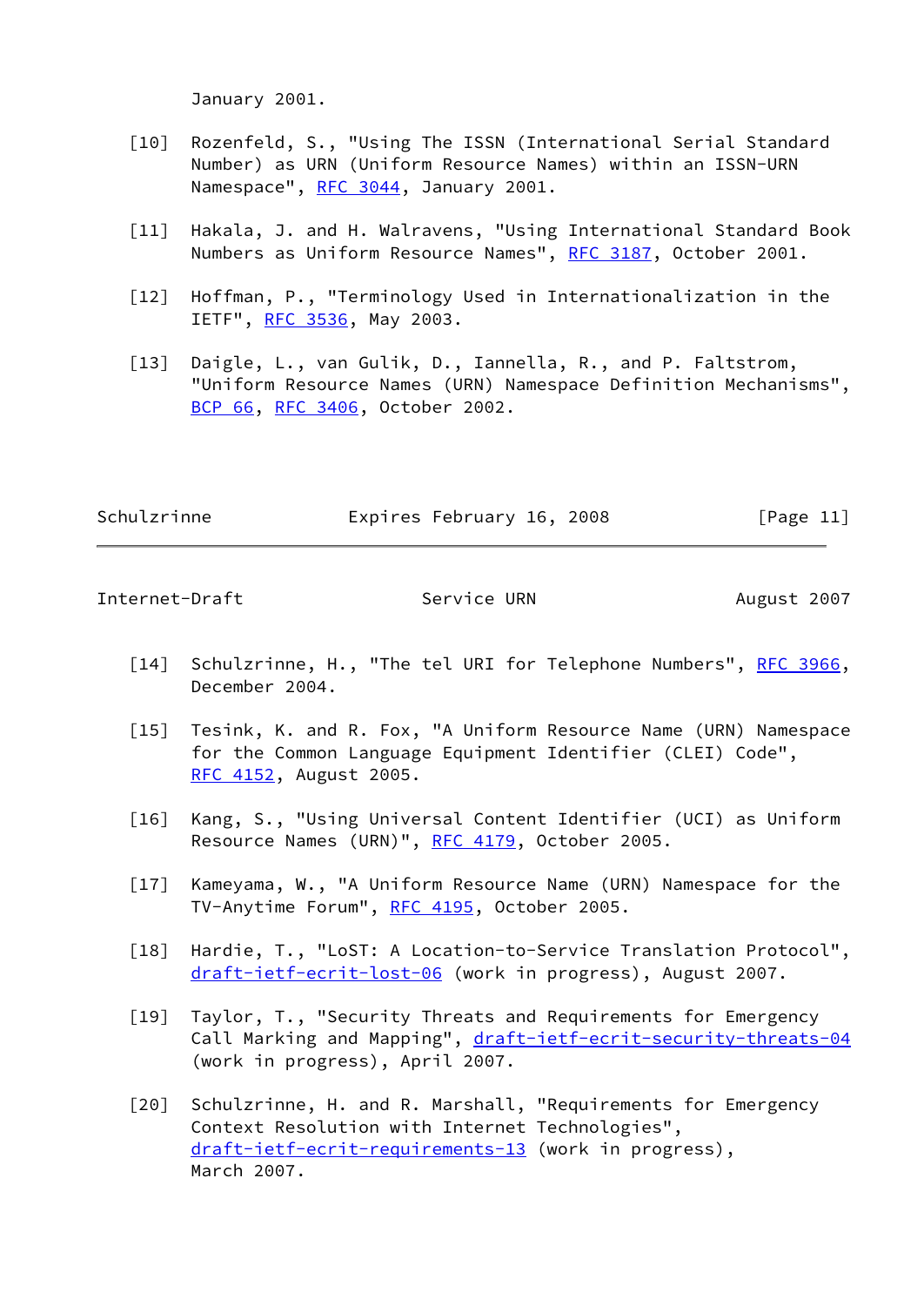January 2001.

[10] Rozenfeld, S., "Using The ISSN (International Serial Standard Number) as URN (Uniform Resource Names) within an ISSN-URN Namespace", RFC 3044, January 2001.

[11] Hakala, J. and H. Walravens, "Using International Standard Book Numbers as Uniform Resource Names", RFC 3187, October 2001.

[12] Hoffman, P., "Terminology Used in Internationalization in the IETF", RFC 3536, May 2003.

[13] Daigle, L., van Gulik, D., Iannella, R., and P. Faltstrom, "Uniform Resource Names (URN) Namespace Definition Mechanisms", BCP 66, RFC 3406, October 2002.

[14] Schulzrinne, H., "The tel URI for Telephone Numbers", RFC 3966, December 2004.

[15] Tesink, K. and R. Fox, "A Uniform Resource Name (URN) Namespace for the Common Language Equipment Identifier (CLEI) Code", RFC 4152, August 2005.

[16] Kang, S., "Using Universal Content Identifier (UCI) as Uniform Resource Names (URN)", RFC 4179, October 2005.

[17] Kameyama, W., "A Uniform Resource Name (URN) Namespace for the TV-Anytime Forum", RFC 4195, October 2005.

[18] Hardie, T., "LoST: A Location-to-Service Translation Protocol", draft-ietf-ecrit-lost-06 (work in progress), August 2007.

[19] Taylor, T., "Security Threats and Requirements for Emergency Call Marking and Mapping", draft-ietf-ecrit-security-threats-04 (work in progress), April 2007.

[20] Schulzrinne, H. and R. Marshall, "Requirements for Emergency Context Resolution with Internet Technologies", draft-ietf-ecrit-requirements-13 (work in progress), March 2007.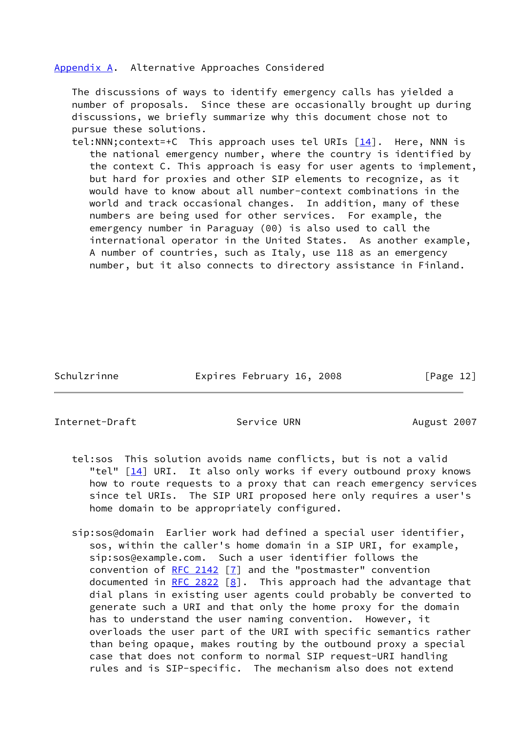## Appendix A. Alternative Approaches Considered

The discussions of ways to identify emergency calls has yielded a number of proposals. Since these are occasionally brought up during discussions, we briefly summarize why this document chose not to pursue these solutions.

tel:NNN;context=+C  This approach uses tel URIs [14]. Here, NNN is the national emergency number, where the country is identified by the context C. This approach is easy for user agents to implement, but hard for proxies and other SIP elements to recognize, as it would have to know about all number-context combinations in the world and track occasional changes. In addition, many of these numbers are being used for other services. For example, the emergency number in Paraguay (00) is also used to call the international operator in the United States. As another example, A number of countries, such as Italy, use 118 as an emergency number, but it also connects to directory assistance in Finland.

tel:sos  This solution avoids name conflicts, but is not a valid "tel" [14] URI. It also only works if every outbound proxy knows how to route requests to a proxy that can reach emergency services since tel URIs. The SIP URI proposed here only requires a user's home domain to be appropriately configured.

sip:sos@domain  Earlier work had defined a special user identifier, sos, within the caller's home domain in a SIP URI, for example, sip:sos@example.com. Such a user identifier follows the convention of RFC 2142 [7] and the "postmaster" convention documented in RFC 2822 [8]. This approach had the advantage that dial plans in existing user agents could probably be converted to generate such a URI and that only the home proxy for the domain has to understand the user naming convention. However, it overloads the user part of the URI with specific semantics rather than being opaque, makes routing by the outbound proxy a special case that does not conform to normal SIP request-URI handling rules and is SIP-specific. The mechanism also does not extend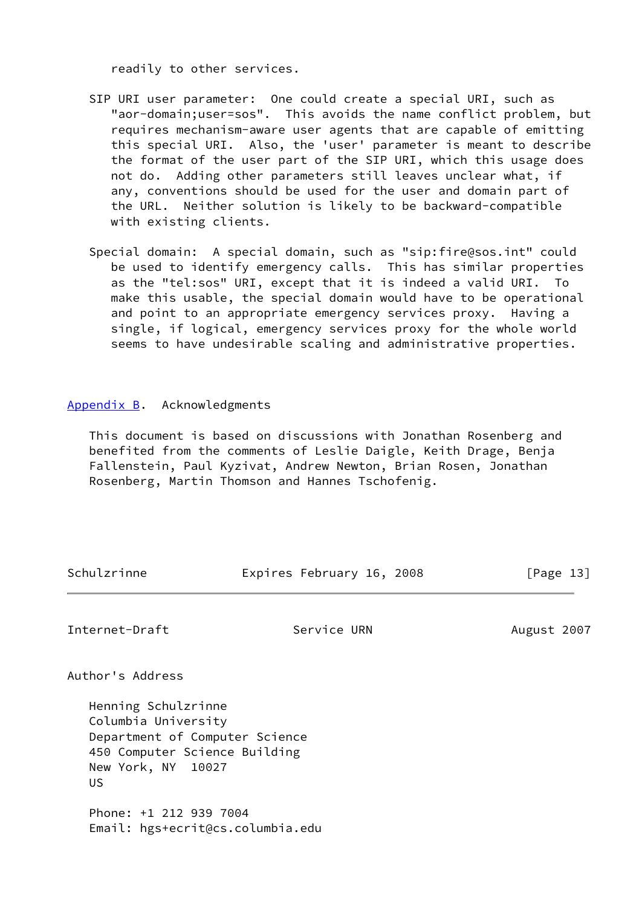readily to other services.

SIP URI user parameter: One could create a special URI, such as "aor-domain;user=sos". This avoids the name conflict problem, but requires mechanism-aware user agents that are capable of emitting this special URI. Also, the 'user' parameter is meant to describe the format of the user part of the SIP URI, which this usage does not do. Adding other parameters still leaves unclear what, if any, conventions should be used for the user and domain part of the URL. Neither solution is likely to be backward-compatible with existing clients.

Special domain: A special domain, such as "sip:fire@sos.int" could be used to identify emergency calls. This has similar properties as the "tel:sos" URI, except that it is indeed a valid URI. To make this usable, the special domain would have to be operational and point to an appropriate emergency services proxy. Having a single, if logical, emergency services proxy for the whole world seems to have undesirable scaling and administrative properties.

## Appendix B. Acknowledgments

This document is based on discussions with Jonathan Rosenberg and benefited from the comments of Leslie Daigle, Keith Drage, Benja Fallenstein, Paul Kyzivat, Andrew Newton, Brian Rosen, Jonathan Rosenberg, Martin Thomson and Hannes Tschofenig.

## Author's Address

Henning Schulzrinne
Columbia University
Department of Computer Science
450 Computer Science Building
New York, NY 10027
US

Phone: +1 212 939 7004
Email: hgs+ecrit@cs.columbia.edu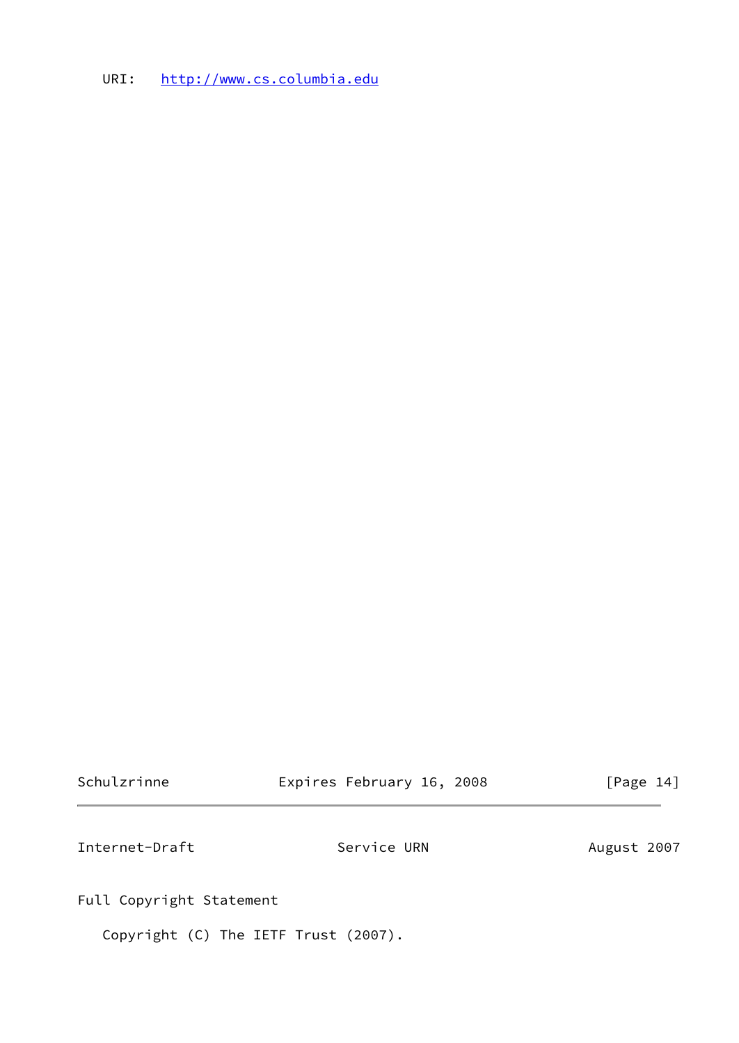URI:   http://www.cs.columbia.edu

## Full Copyright Statement

Copyright (C) The IETF Trust (2007).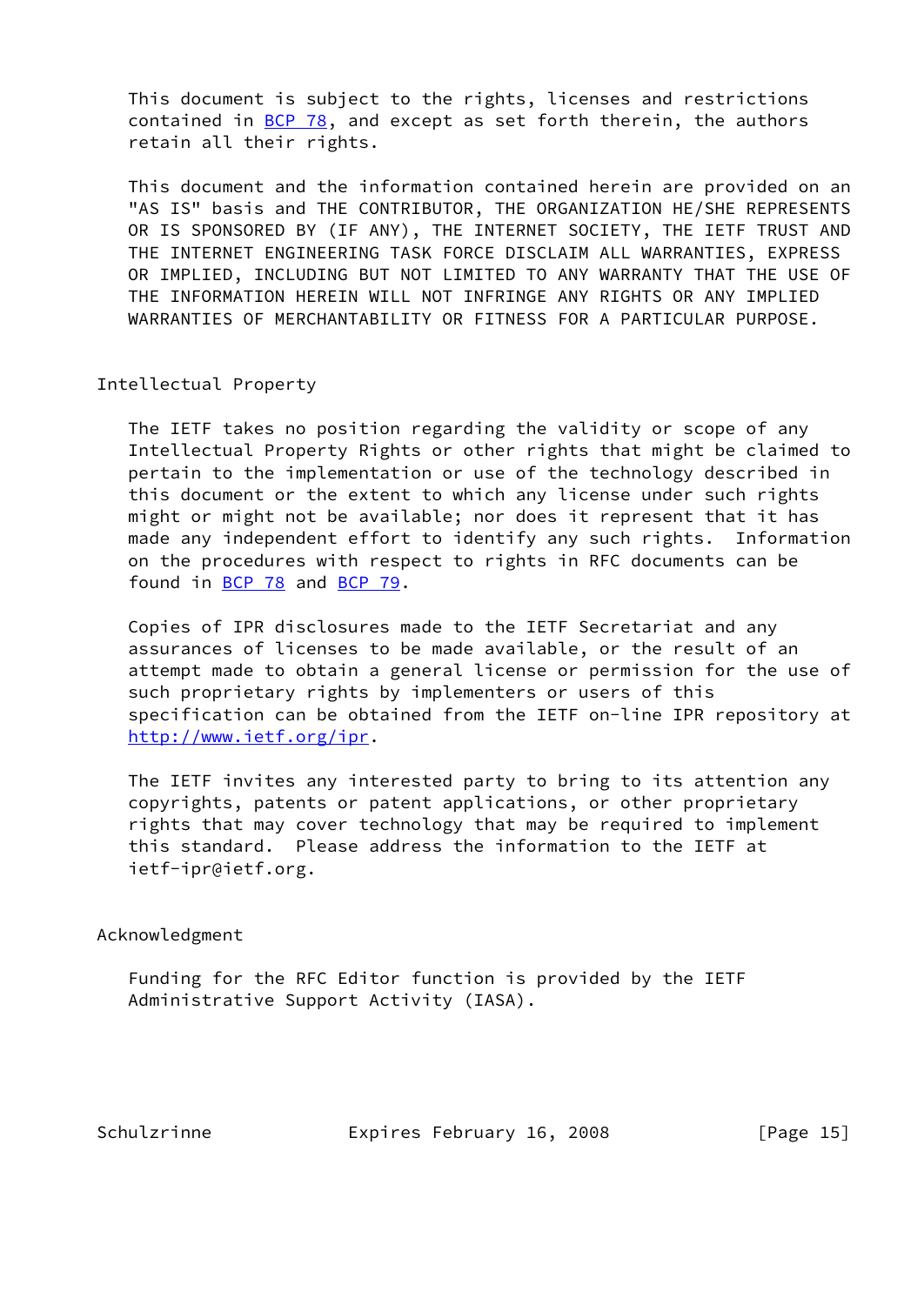This document is subject to the rights, licenses and restrictions contained in BCP 78, and except as set forth therein, the authors retain all their rights.

This document and the information contained herein are provided on an "AS IS" basis and THE CONTRIBUTOR, THE ORGANIZATION HE/SHE REPRESENTS OR IS SPONSORED BY (IF ANY), THE INTERNET SOCIETY, THE IETF TRUST AND THE INTERNET ENGINEERING TASK FORCE DISCLAIM ALL WARRANTIES, EXPRESS OR IMPLIED, INCLUDING BUT NOT LIMITED TO ANY WARRANTY THAT THE USE OF THE INFORMATION HEREIN WILL NOT INFRINGE ANY RIGHTS OR ANY IMPLIED WARRANTIES OF MERCHANTABILITY OR FITNESS FOR A PARTICULAR PURPOSE.

## Intellectual Property

The IETF takes no position regarding the validity or scope of any Intellectual Property Rights or other rights that might be claimed to pertain to the implementation or use of the technology described in this document or the extent to which any license under such rights might or might not be available; nor does it represent that it has made any independent effort to identify any such rights. Information on the procedures with respect to rights in RFC documents can be found in BCP 78 and BCP 79.

Copies of IPR disclosures made to the IETF Secretariat and any assurances of licenses to be made available, or the result of an attempt made to obtain a general license or permission for the use of such proprietary rights by implementers or users of this specification can be obtained from the IETF on-line IPR repository at http://www.ietf.org/ipr.

The IETF invites any interested party to bring to its attention any copyrights, patents or patent applications, or other proprietary rights that may cover technology that may be required to implement this standard. Please address the information to the IETF at ietf-ipr@ietf.org.

## Acknowledgment

Funding for the RFC Editor function is provided by the IETF Administrative Support Activity (IASA).